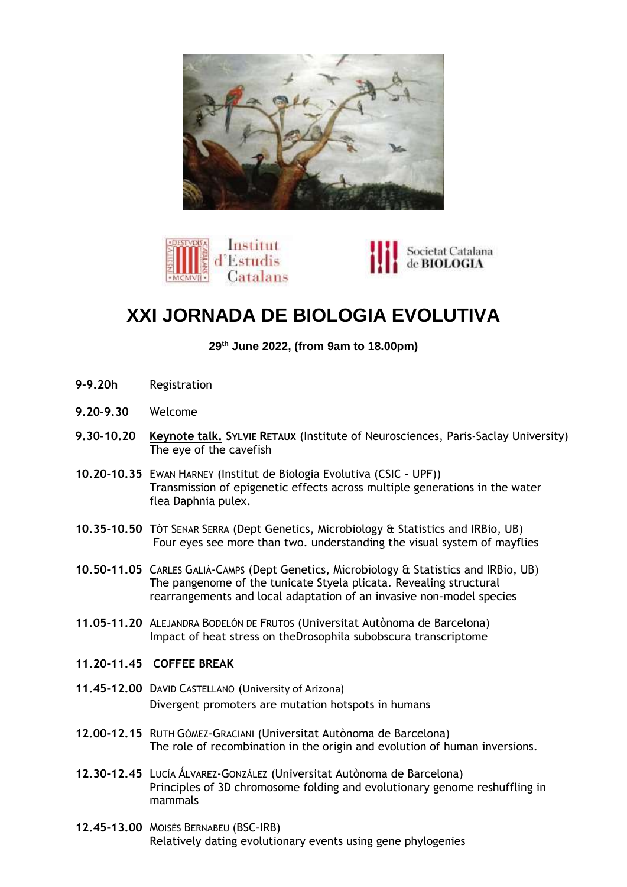Institut d'Estudis Catalans

Societat Catalana de BIOLOGIA

# XXI JORNADA DE BIOLOGIA EVOLUTIVA

**29th June 2022, (from 9am to 18.00pm)**

**9-9.20h** Registration

**9.20-9.30** Welcome

**9.30-10.20** **Keynote talk. SYLVIE RETAUX** (Institute of Neurosciences, Paris-Saclay University)
The eye of the cavefish

**10.20-10.35** EWAN HARNEY (Institut de Biologia Evolutiva (CSIC - UPF))
Transmission of epigenetic effects across multiple generations in the water flea Daphnia pulex.

**10.35-10.50** TÒT SENAR SERRA (Dept Genetics, Microbiology & Statistics and IRBio, UB)
Four eyes see more than two. understanding the visual system of mayflies

**10.50-11.05** CARLES GALIÀ-CAMPS (Dept Genetics, Microbiology & Statistics and IRBio, UB)
The pangenome of the tunicate Styela plicata. Revealing structural rearrangements and local adaptation of an invasive non-model species

**11.05-11.20** ALEJANDRA BODELÓN DE FRUTOS (Universitat Autònoma de Barcelona)
Impact of heat stress on theDrosophila subobscura transcriptome

**11.20-11.45 COFFEE BREAK**

**11.45-12.00** DAVID CASTELLANO (University of Arizona)
Divergent promoters are mutation hotspots in humans

**12.00-12.15** RUTH GÓMEZ-GRACIANI (Universitat Autònoma de Barcelona)
The role of recombination in the origin and evolution of human inversions.

**12.30-12.45** LUCÍA ÁLVAREZ-GONZÁLEZ (Universitat Autònoma de Barcelona)
Principles of 3D chromosome folding and evolutionary genome reshuffling in mammals

**12.45-13.00** MOISÈS BERNABEU (BSC-IRB)
Relatively dating evolutionary events using gene phylogenies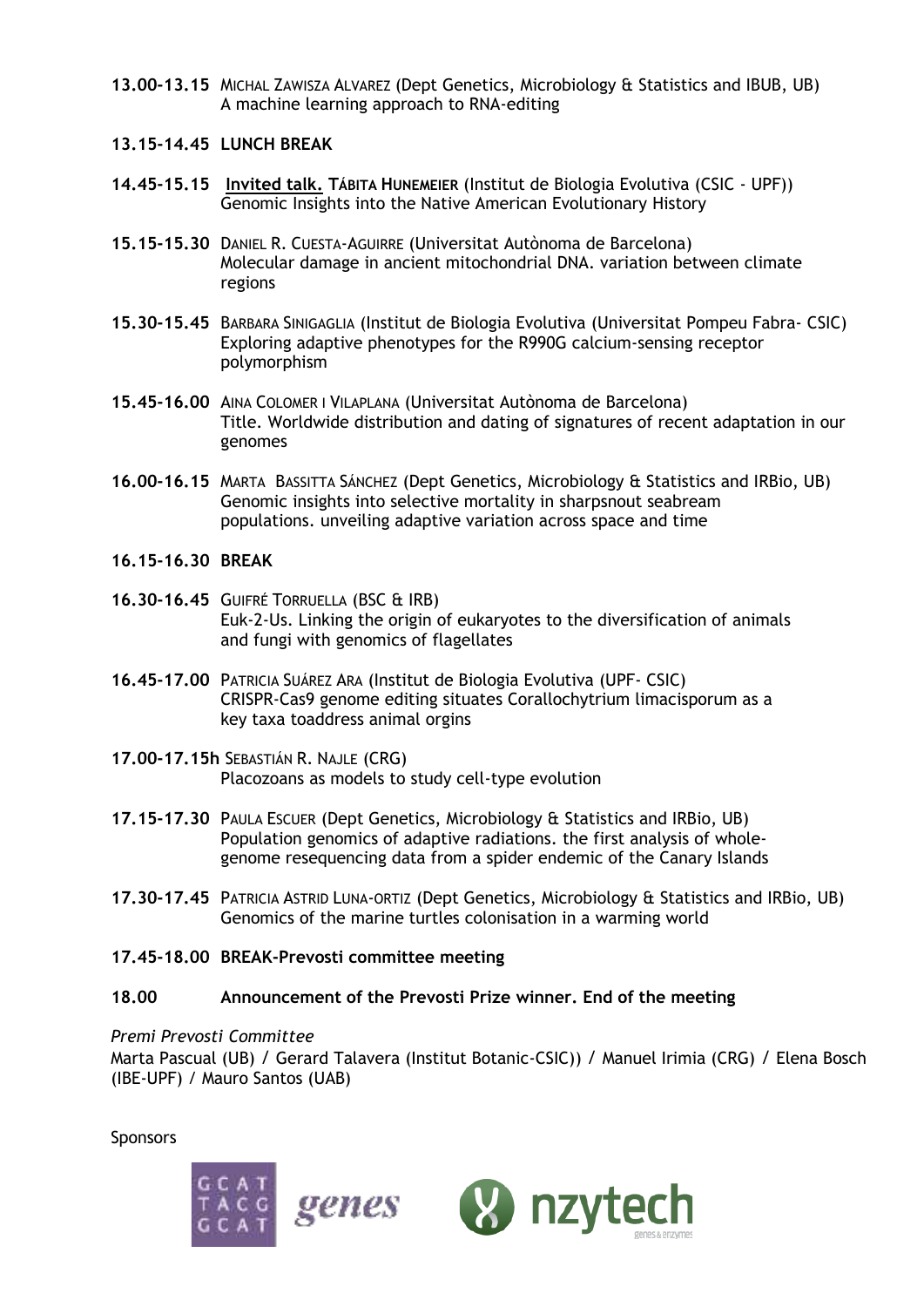**13.00-13.15** MICHAL ZAWISZA ALVAREZ (Dept Genetics, Microbiology & Statistics and IBUB, UB)
A machine learning approach to RNA-editing

**13.15-14.45 LUNCH BREAK**

**14.45-15.15** **Invited talk. TÁBITA HUNEMEIER** (Institut de Biologia Evolutiva (CSIC - UPF))
Genomic Insights into the Native American Evolutionary History

**15.15-15.30** DANIEL R. CUESTA-AGUIRRE (Universitat Autònoma de Barcelona)
Molecular damage in ancient mitochondrial DNA. variation between climate regions

**15.30-15.45** BARBARA SINIGAGLIA (Institut de Biologia Evolutiva (Universitat Pompeu Fabra- CSIC)
Exploring adaptive phenotypes for the R990G calcium-sensing receptor polymorphism

**15.45-16.00** AINA COLOMER I VILAPLANA (Universitat Autònoma de Barcelona)
Title. Worldwide distribution and dating of signatures of recent adaptation in our genomes

**16.00-16.15** MARTA BASSITTA SÁNCHEZ (Dept Genetics, Microbiology & Statistics and IRBio, UB)
Genomic insights into selective mortality in sharpsnout seabream populations. unveiling adaptive variation across space and time

**16.15-16.30 BREAK**

**16.30-16.45** GUIFRÉ TORRUELLA (BSC & IRB)
Euk-2-Us. Linking the origin of eukaryotes to the diversification of animals and fungi with genomics of flagellates

**16.45-17.00** PATRICIA SUÁREZ ARA (Institut de Biologia Evolutiva (UPF- CSIC)
CRISPR-Cas9 genome editing situates Corallochytrium limacisporum as a key taxa toaddress animal orgins

**17.00-17.15h** SEBASTIÁN R. NAJLE (CRG)
Placozoans as models to study cell-type evolution

**17.15-17.30** PAULA ESCUER (Dept Genetics, Microbiology & Statistics and IRBio, UB)
Population genomics of adaptive radiations. the first analysis of whole-genome resequencing data from a spider endemic of the Canary Islands

**17.30-17.45** PATRICIA ASTRID LUNA-ORTIZ (Dept Genetics, Microbiology & Statistics and IRBio, UB)
Genomics of the marine turtles colonisation in a warming world

**17.45-18.00 BREAK-Prevosti committee meeting**

**18.00 Announcement of the Prevosti Prize winner. End of the meeting**

*Premi Prevosti Committee*
Marta Pascual (UB) / Gerard Talavera (Institut Botanic-CSIC)) / Manuel Irimia (CRG) / Elena Bosch (IBE-UPF) / Mauro Santos (UAB)

Sponsors

GCAT TACG GCAT genes

nzytech genes & enzymes